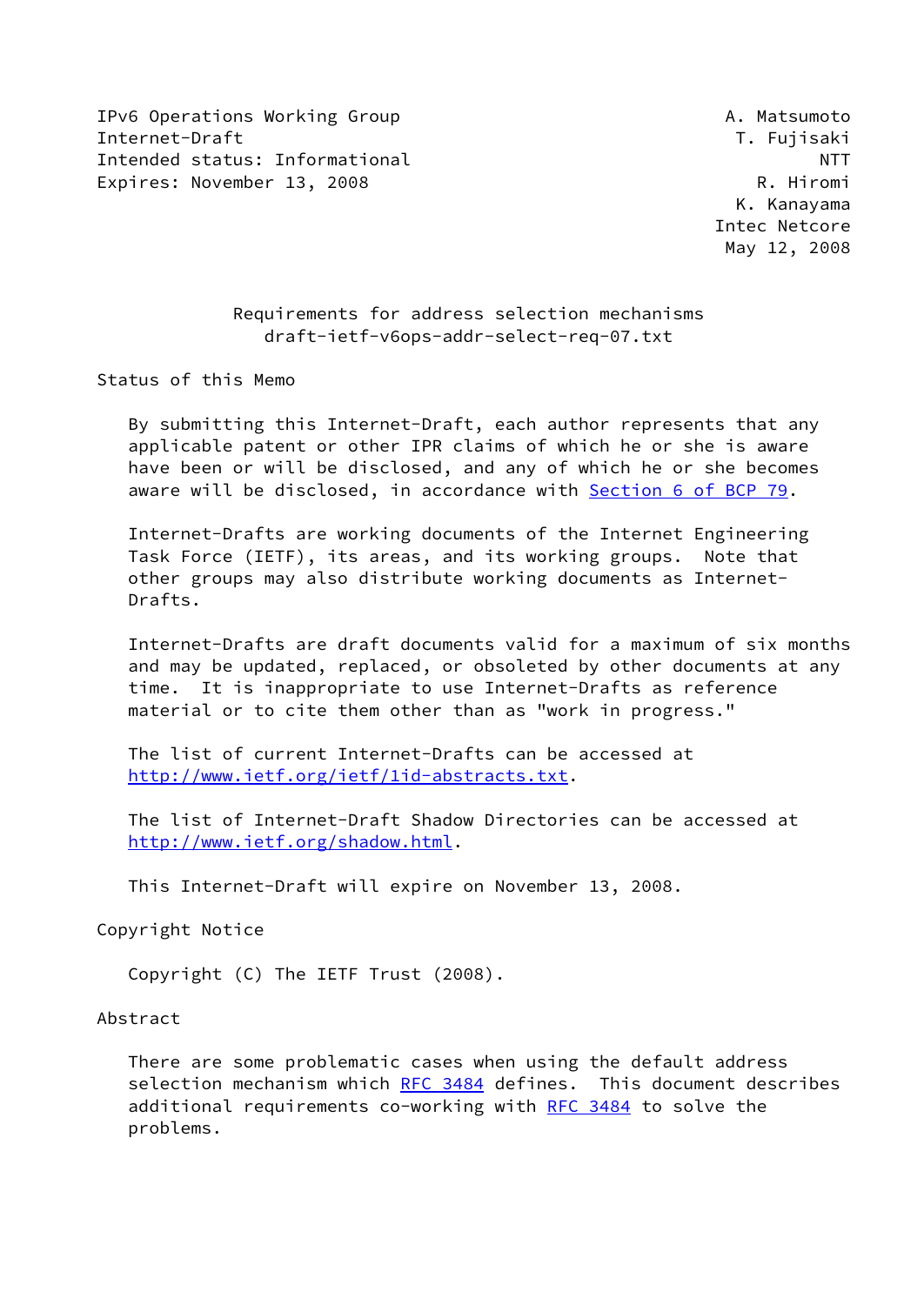IPv6 Operations Working Group  
Internet-Draft  
Intended status: Informational  
Expires: November 13, 2008

A. Matsumoto  
T. Fujisaki  
NTT  
R. Hiromi  
K. Kanayama  
Intec Netcore  
May 12, 2008

# Requirements for address selection mechanisms
draft-ietf-v6ops-addr-select-req-07.txt

## Status of this Memo

By submitting this Internet-Draft, each author represents that any applicable patent or other IPR claims of which he or she is aware have been or will be disclosed, and any of which he or she becomes aware will be disclosed, in accordance with Section 6 of BCP 79.

Internet-Drafts are working documents of the Internet Engineering Task Force (IETF), its areas, and its working groups. Note that other groups may also distribute working documents as Internet-Drafts.

Internet-Drafts are draft documents valid for a maximum of six months and may be updated, replaced, or obsoleted by other documents at any time. It is inappropriate to use Internet-Drafts as reference material or to cite them other than as "work in progress."

The list of current Internet-Drafts can be accessed at http://www.ietf.org/ietf/1id-abstracts.txt.

The list of Internet-Draft Shadow Directories can be accessed at http://www.ietf.org/shadow.html.

This Internet-Draft will expire on November 13, 2008.

## Copyright Notice

Copyright (C) The IETF Trust (2008).

## Abstract

There are some problematic cases when using the default address selection mechanism which RFC 3484 defines. This document describes additional requirements co-working with RFC 3484 to solve the problems.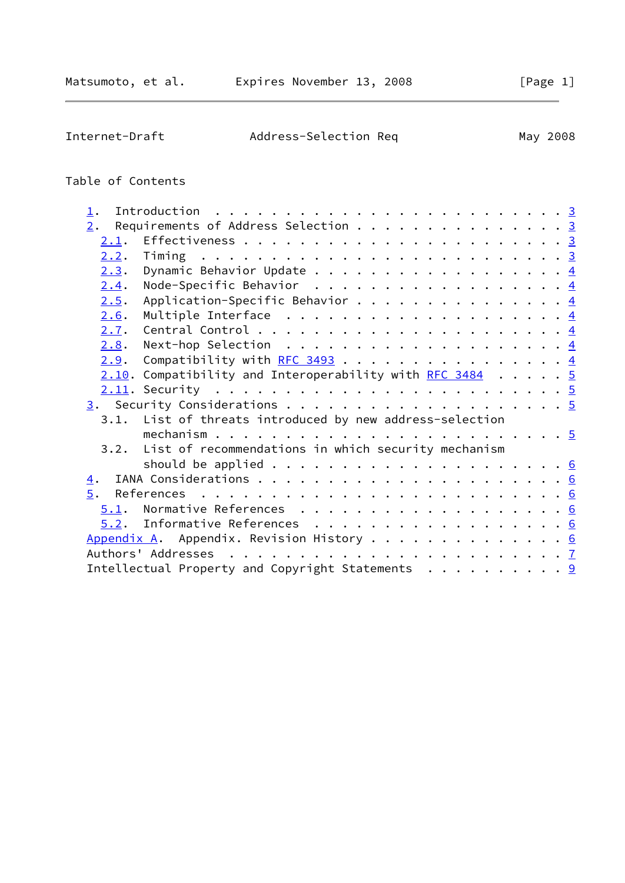Table of Contents

```
   1.  Introduction . . . . . . . . . . . . . . . . . . . . . . . . . 3
   2.  Requirements of Address Selection . . . . . . . . . . . . . . . 3
     2.1.  Effectiveness . . . . . . . . . . . . . . . . . . . . . . . 3
     2.2.  Timing  . . . . . . . . . . . . . . . . . . . . . . . . . . 3
     2.3.  Dynamic Behavior Update . . . . . . . . . . . . . . . . . . 4
     2.4.  Node-Specific Behavior  . . . . . . . . . . . . . . . . . . 4
     2.5.  Application-Specific Behavior . . . . . . . . . . . . . . . 4
     2.6.  Multiple Interface  . . . . . . . . . . . . . . . . . . . . 4
     2.7.  Central Control . . . . . . . . . . . . . . . . . . . . . . 4
     2.8.  Next-hop Selection  . . . . . . . . . . . . . . . . . . . . 4
     2.9.  Compatibility with RFC 3493 . . . . . . . . . . . . . . . . 4
     2.10. Compatibility and Interoperability with RFC 3484  . . . . . 5
     2.11. Security  . . . . . . . . . . . . . . . . . . . . . . . . . 5
   3.  Security Considerations . . . . . . . . . . . . . . . . . . . . 5
     3.1.  List of threats introduced by new address-selection
           mechanism . . . . . . . . . . . . . . . . . . . . . . . . . 5
     3.2.  List of recommendations in which security mechanism
           should be applied . . . . . . . . . . . . . . . . . . . . . 6
   4.  IANA Considerations . . . . . . . . . . . . . . . . . . . . . . 6
   5.  References  . . . . . . . . . . . . . . . . . . . . . . . . . . 6
     5.1.  Normative References  . . . . . . . . . . . . . . . . . . . 6
     5.2.  Informative References  . . . . . . . . . . . . . . . . . . 6
   Appendix A.  Appendix. Revision History . . . . . . . . . . . . . . 6
   Authors' Addresses  . . . . . . . . . . . . . . . . . . . . . . . . 7
   Intellectual Property and Copyright Statements  . . . . . . . . . . 9
```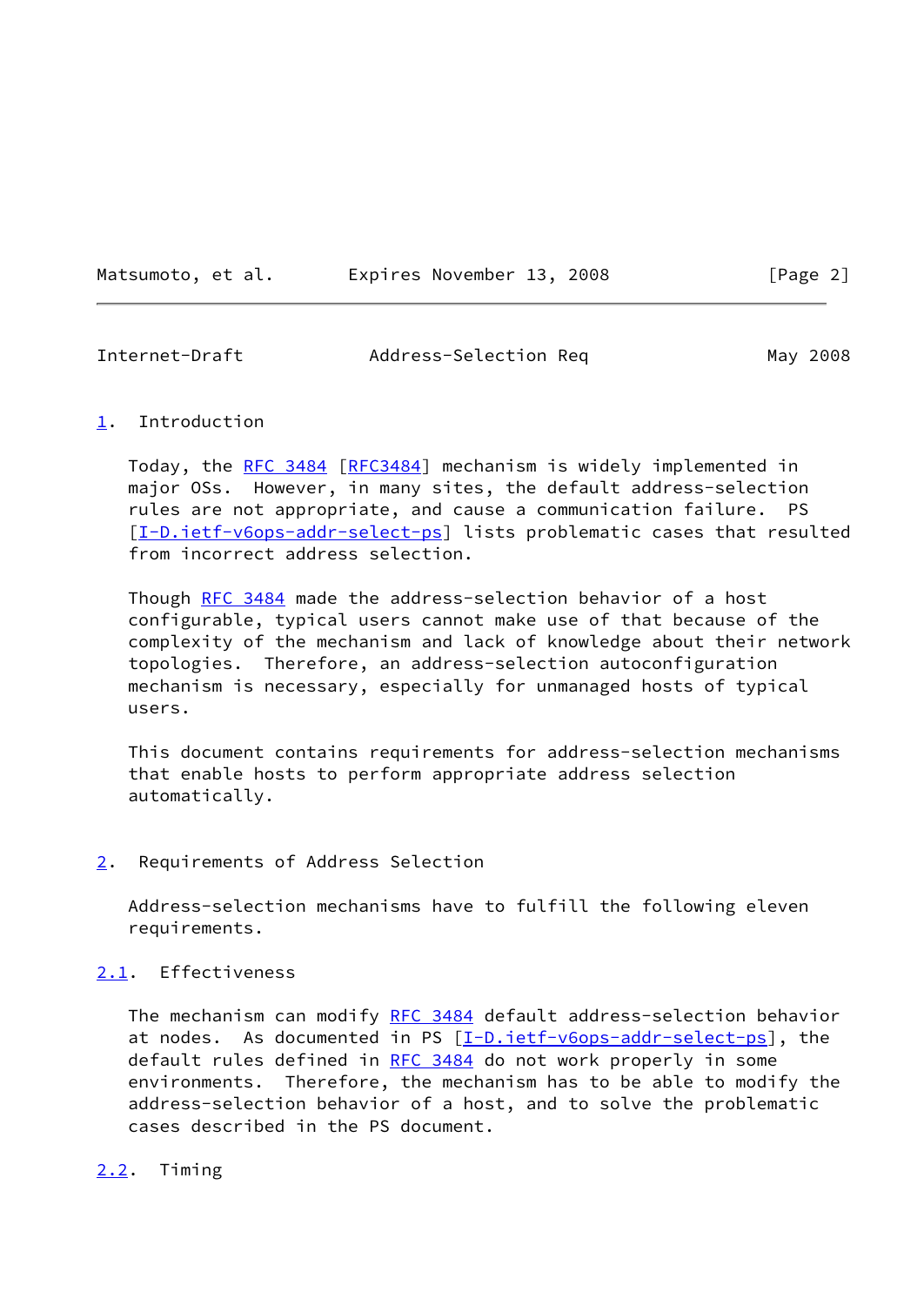## 1. Introduction

Today, the RFC 3484 [RFC3484] mechanism is widely implemented in major OSs. However, in many sites, the default address-selection rules are not appropriate, and cause a communication failure. PS [I-D.ietf-v6ops-addr-select-ps] lists problematic cases that resulted from incorrect address selection.

Though RFC 3484 made the address-selection behavior of a host configurable, typical users cannot make use of that because of the complexity of the mechanism and lack of knowledge about their network topologies. Therefore, an address-selection autoconfiguration mechanism is necessary, especially for unmanaged hosts of typical users.

This document contains requirements for address-selection mechanisms that enable hosts to perform appropriate address selection automatically.

## 2. Requirements of Address Selection

Address-selection mechanisms have to fulfill the following eleven requirements.

### 2.1. Effectiveness

The mechanism can modify RFC 3484 default address-selection behavior at nodes. As documented in PS [I-D.ietf-v6ops-addr-select-ps], the default rules defined in RFC 3484 do not work properly in some environments. Therefore, the mechanism has to be able to modify the address-selection behavior of a host, and to solve the problematic cases described in the PS document.

### 2.2. Timing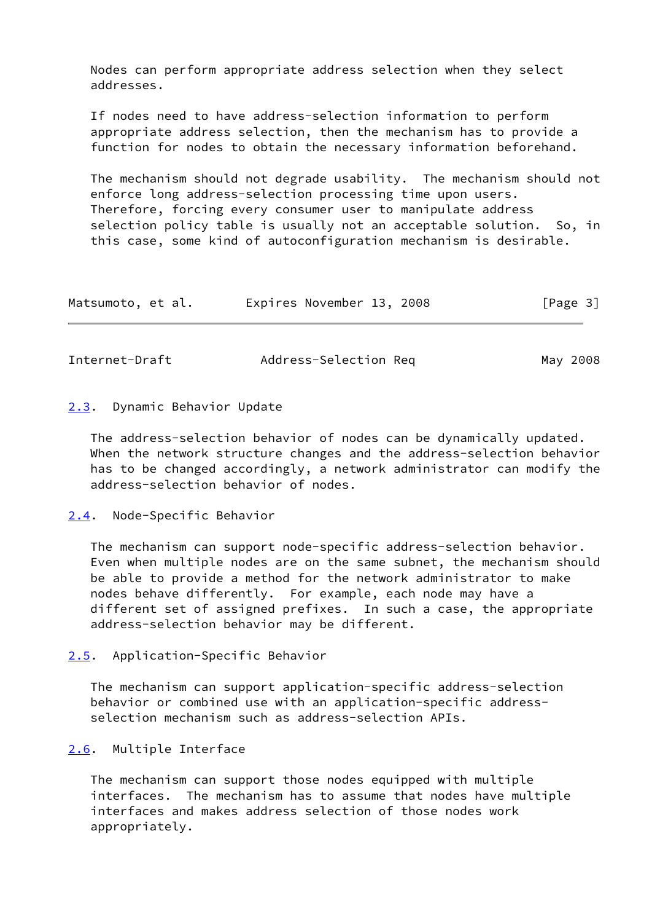Nodes can perform appropriate address selection when they select addresses.

If nodes need to have address-selection information to perform appropriate address selection, then the mechanism has to provide a function for nodes to obtain the necessary information beforehand.

The mechanism should not degrade usability. The mechanism should not enforce long address-selection processing time upon users. Therefore, forcing every consumer user to manipulate address selection policy table is usually not an acceptable solution. So, in this case, some kind of autoconfiguration mechanism is desirable.

### 2.3. Dynamic Behavior Update

The address-selection behavior of nodes can be dynamically updated. When the network structure changes and the address-selection behavior has to be changed accordingly, a network administrator can modify the address-selection behavior of nodes.

### 2.4. Node-Specific Behavior

The mechanism can support node-specific address-selection behavior. Even when multiple nodes are on the same subnet, the mechanism should be able to provide a method for the network administrator to make nodes behave differently. For example, each node may have a different set of assigned prefixes. In such a case, the appropriate address-selection behavior may be different.

### 2.5. Application-Specific Behavior

The mechanism can support application-specific address-selection behavior or combined use with an application-specific address-selection mechanism such as address-selection APIs.

### 2.6. Multiple Interface

The mechanism can support those nodes equipped with multiple interfaces. The mechanism has to assume that nodes have multiple interfaces and makes address selection of those nodes work appropriately.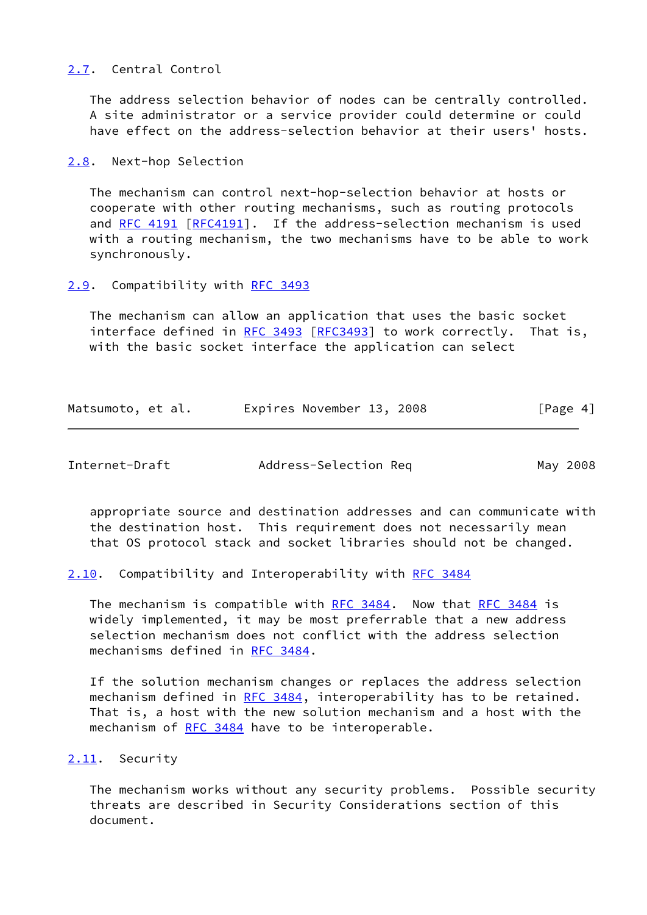### 2.7. Central Control

The address selection behavior of nodes can be centrally controlled. A site administrator or a service provider could determine or could have effect on the address-selection behavior at their users' hosts.

### 2.8. Next-hop Selection

The mechanism can control next-hop-selection behavior at hosts or cooperate with other routing mechanisms, such as routing protocols and RFC 4191 [RFC4191]. If the address-selection mechanism is used with a routing mechanism, the two mechanisms have to be able to work synchronously.

### 2.9. Compatibility with RFC 3493

The mechanism can allow an application that uses the basic socket interface defined in RFC 3493 [RFC3493] to work correctly. That is, with the basic socket interface the application can select appropriate source and destination addresses and can communicate with the destination host. This requirement does not necessarily mean that OS protocol stack and socket libraries should not be changed.

### 2.10. Compatibility and Interoperability with RFC 3484

The mechanism is compatible with RFC 3484. Now that RFC 3484 is widely implemented, it may be most preferrable that a new address selection mechanism does not conflict with the address selection mechanisms defined in RFC 3484.

If the solution mechanism changes or replaces the address selection mechanism defined in RFC 3484, interoperability has to be retained. That is, a host with the new solution mechanism and a host with the mechanism of RFC 3484 have to be interoperable.

### 2.11. Security

The mechanism works without any security problems. Possible security threats are described in Security Considerations section of this document.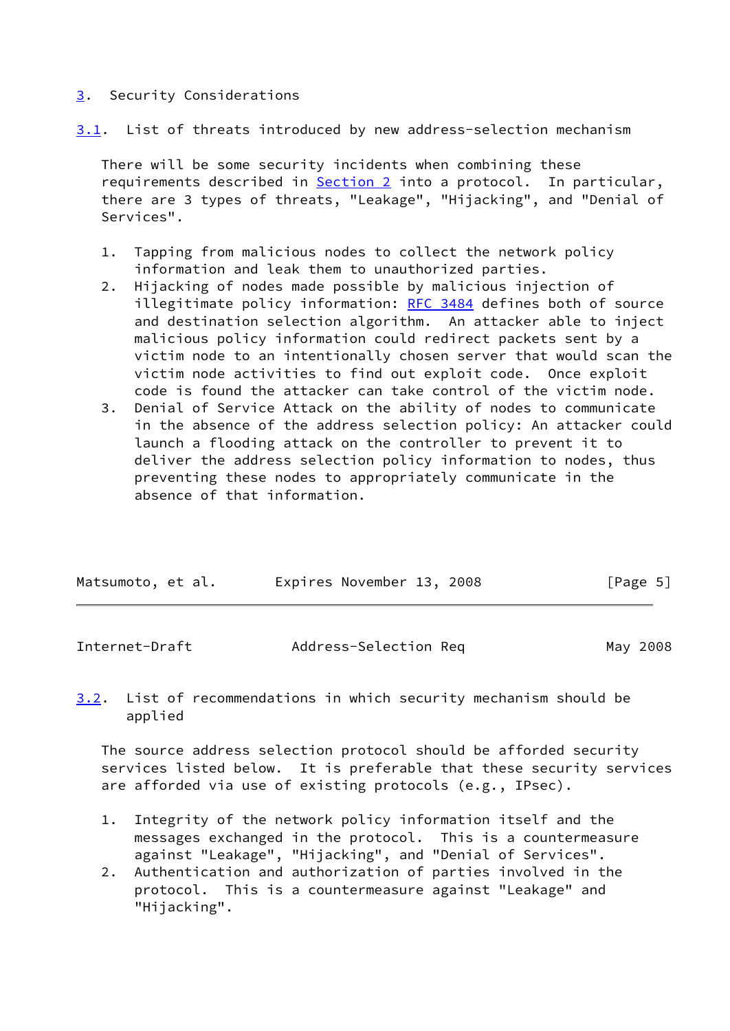## 3. Security Considerations

### 3.1. List of threats introduced by new address-selection mechanism

There will be some security incidents when combining these requirements described in Section 2 into a protocol. In particular, there are 3 types of threats, "Leakage", "Hijacking", and "Denial of Services".

1. Tapping from malicious nodes to collect the network policy information and leak them to unauthorized parties.
2. Hijacking of nodes made possible by malicious injection of illegitimate policy information: RFC 3484 defines both of source and destination selection algorithm. An attacker able to inject malicious policy information could redirect packets sent by a victim node to an intentionally chosen server that would scan the victim node activities to find out exploit code. Once exploit code is found the attacker can take control of the victim node.
3. Denial of Service Attack on the ability of nodes to communicate in the absence of the address selection policy: An attacker could launch a flooding attack on the controller to prevent it to deliver the address selection policy information to nodes, thus preventing these nodes to appropriately communicate in the absence of that information.

### 3.2. List of recommendations in which security mechanism should be applied

The source address selection protocol should be afforded security services listed below. It is preferable that these security services are afforded via use of existing protocols (e.g., IPsec).

1. Integrity of the network policy information itself and the messages exchanged in the protocol. This is a countermeasure against "Leakage", "Hijacking", and "Denial of Services".
2. Authentication and authorization of parties involved in the protocol. This is a countermeasure against "Leakage" and "Hijacking".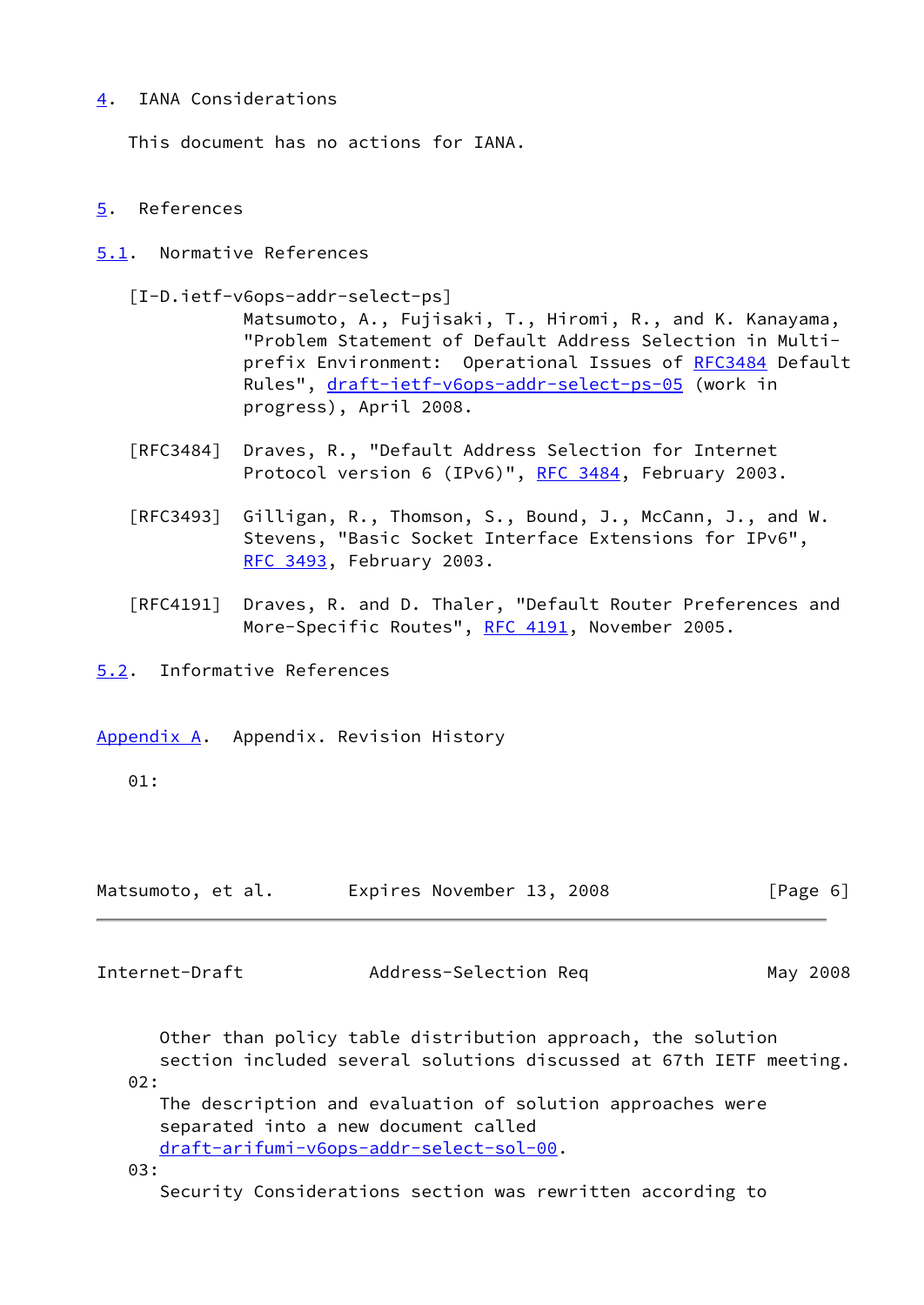## 4. IANA Considerations

This document has no actions for IANA.

## 5. References

### 5.1. Normative References

[I-D.ietf-v6ops-addr-select-ps]
Matsumoto, A., Fujisaki, T., Hiromi, R., and K. Kanayama, "Problem Statement of Default Address Selection in Multi-prefix Environment: Operational Issues of RFC3484 Default Rules", draft-ietf-v6ops-addr-select-ps-05 (work in progress), April 2008.

[RFC3484] Draves, R., "Default Address Selection for Internet Protocol version 6 (IPv6)", RFC 3484, February 2003.

[RFC3493] Gilligan, R., Thomson, S., Bound, J., McCann, J., and W. Stevens, "Basic Socket Interface Extensions for IPv6", RFC 3493, February 2003.

[RFC4191] Draves, R. and D. Thaler, "Default Router Preferences and More-Specific Routes", RFC 4191, November 2005.

### 5.2. Informative References

## Appendix A. Appendix. Revision History

01:

Other than policy table distribution approach, the solution section included several solutions discussed at 67th IETF meeting.

02:

The description and evaluation of solution approaches were separated into a new document called draft-arifumi-v6ops-addr-select-sol-00.

03:

Security Considerations section was rewritten according to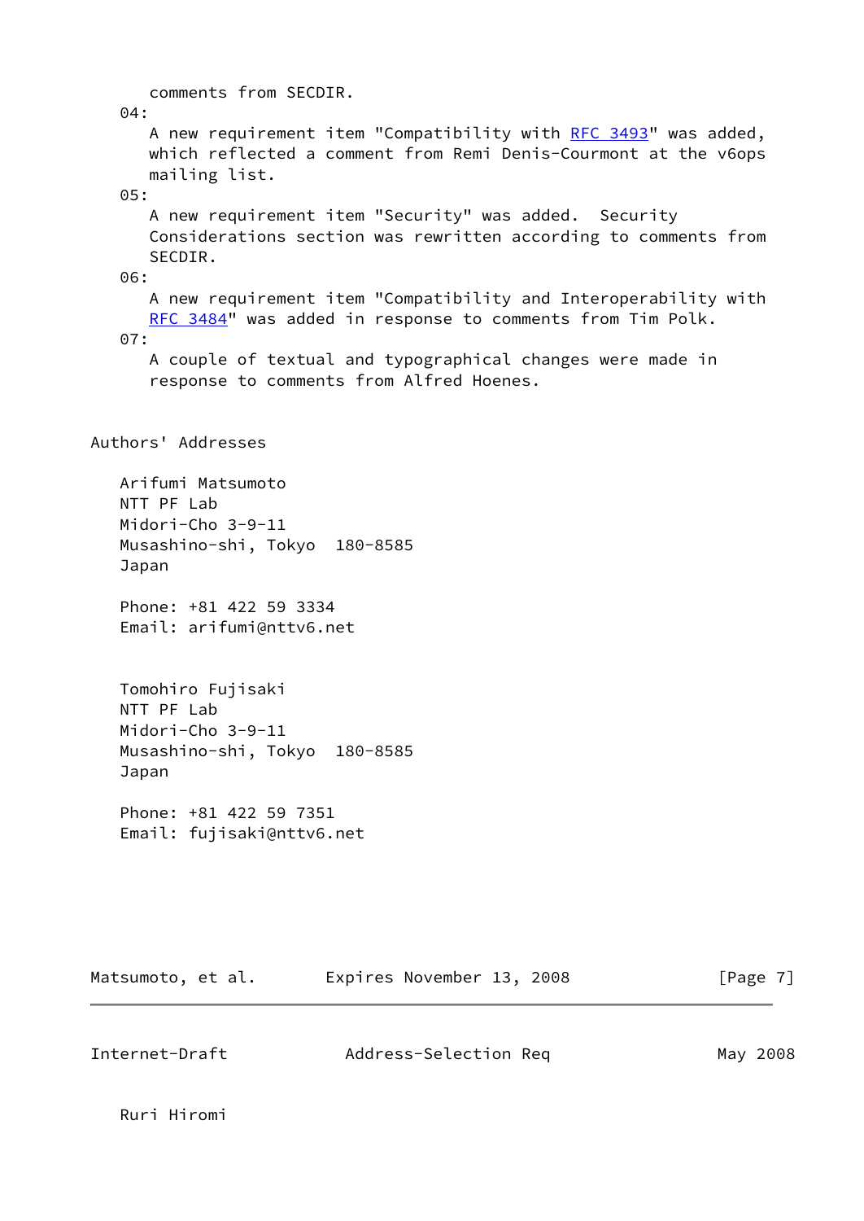comments from SECDIR.

04:
A new requirement item "Compatibility with RFC 3493" was added, which reflected a comment from Remi Denis-Courmont at the v6ops mailing list.

05:
A new requirement item "Security" was added. Security Considerations section was rewritten according to comments from SECDIR.

06:
A new requirement item "Compatibility and Interoperability with RFC 3484" was added in response to comments from Tim Polk.

07:
A couple of textual and typographical changes were made in response to comments from Alfred Hoenes.

## Authors' Addresses

Arifumi Matsumoto
NTT PF Lab
Midori-Cho 3-9-11
Musashino-shi, Tokyo  180-8585
Japan

Phone: +81 422 59 3334
Email: arifumi@nttv6.net

Tomohiro Fujisaki
NTT PF Lab
Midori-Cho 3-9-11
Musashino-shi, Tokyo  180-8585
Japan

Phone: +81 422 59 7351
Email: fujisaki@nttv6.net

Ruri Hiromi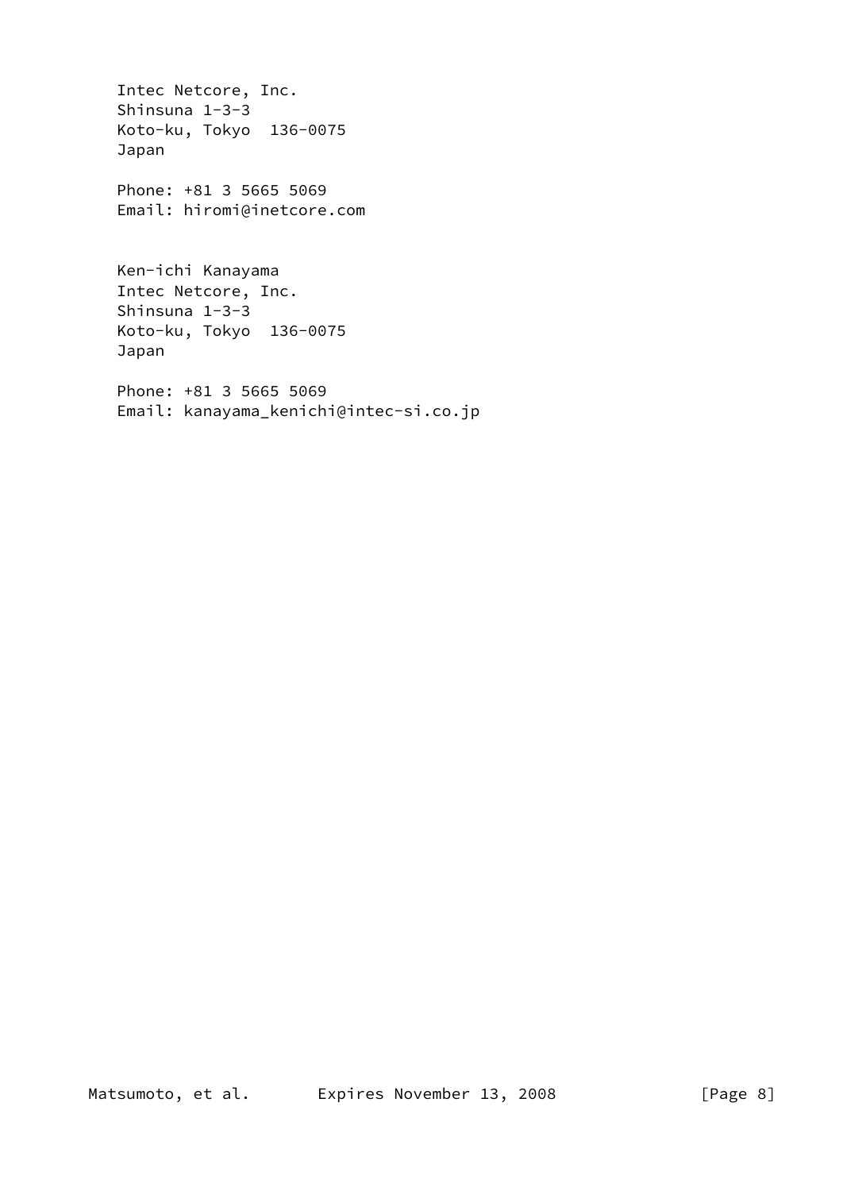Intec Netcore, Inc.
Shinsuna 1-3-3
Koto-ku, Tokyo  136-0075
Japan

Phone: +81 3 5665 5069
Email: hiromi@inetcore.com

Ken-ichi Kanayama
Intec Netcore, Inc.
Shinsuna 1-3-3
Koto-ku, Tokyo  136-0075
Japan

Phone: +81 3 5665 5069
Email: kanayama_kenichi@intec-si.co.jp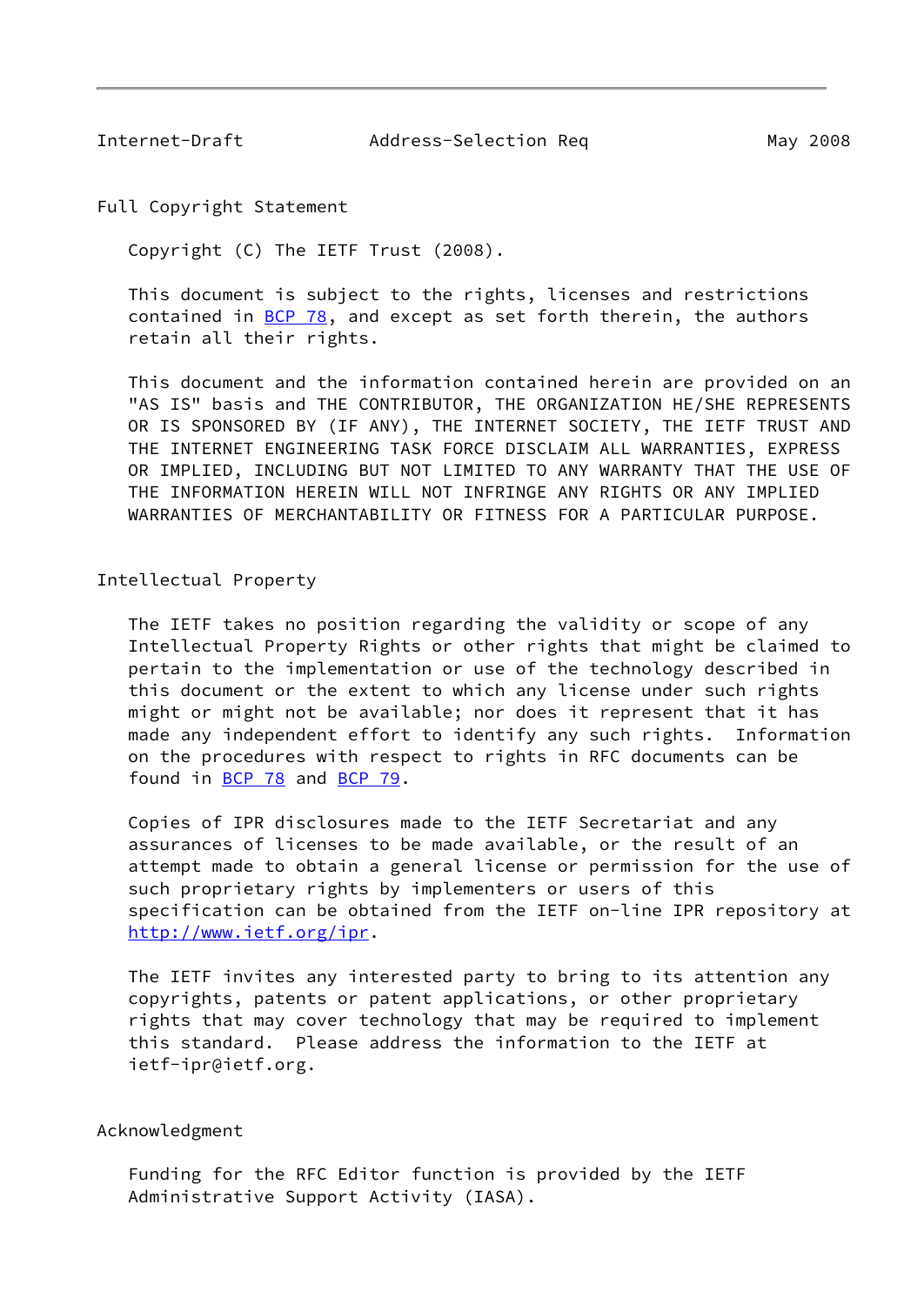## Full Copyright Statement

Copyright (C) The IETF Trust (2008).

This document is subject to the rights, licenses and restrictions contained in BCP 78, and except as set forth therein, the authors retain all their rights.

This document and the information contained herein are provided on an "AS IS" basis and THE CONTRIBUTOR, THE ORGANIZATION HE/SHE REPRESENTS OR IS SPONSORED BY (IF ANY), THE INTERNET SOCIETY, THE IETF TRUST AND THE INTERNET ENGINEERING TASK FORCE DISCLAIM ALL WARRANTIES, EXPRESS OR IMPLIED, INCLUDING BUT NOT LIMITED TO ANY WARRANTY THAT THE USE OF THE INFORMATION HEREIN WILL NOT INFRINGE ANY RIGHTS OR ANY IMPLIED WARRANTIES OF MERCHANTABILITY OR FITNESS FOR A PARTICULAR PURPOSE.

## Intellectual Property

The IETF takes no position regarding the validity or scope of any Intellectual Property Rights or other rights that might be claimed to pertain to the implementation or use of the technology described in this document or the extent to which any license under such rights might or might not be available; nor does it represent that it has made any independent effort to identify any such rights. Information on the procedures with respect to rights in RFC documents can be found in BCP 78 and BCP 79.

Copies of IPR disclosures made to the IETF Secretariat and any assurances of licenses to be made available, or the result of an attempt made to obtain a general license or permission for the use of such proprietary rights by implementers or users of this specification can be obtained from the IETF on-line IPR repository at http://www.ietf.org/ipr.

The IETF invites any interested party to bring to its attention any copyrights, patents or patent applications, or other proprietary rights that may cover technology that may be required to implement this standard. Please address the information to the IETF at ietf-ipr@ietf.org.

## Acknowledgment

Funding for the RFC Editor function is provided by the IETF Administrative Support Activity (IASA).